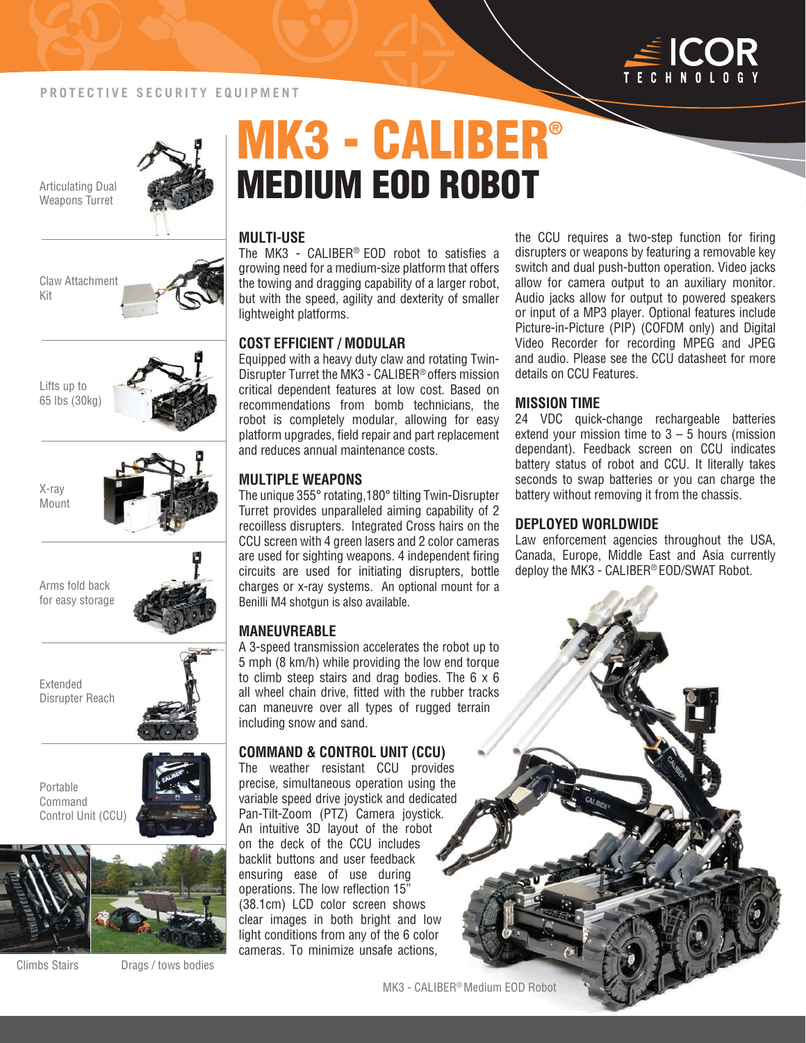PROTECTIVE SECURITY EQUIPMENT

# MK3 - CALIBER®
## MEDIUM EOD ROBOT

Articulating Dual Weapons Turret

Claw Attachment Kit

Lifts up to 65 lbs (30kg)

X-ray Mount

Arms fold back for easy storage

Extended Disrupter Reach

Portable Command Control Unit (CCU)

Climbs Stairs

Drags / tows bodies

### MULTI-USE

The MK3 - CALIBER® EOD robot to satisfies a growing need for a medium-size platform that offers the towing and dragging capability of a larger robot, but with the speed, agility and dexterity of smaller lightweight platforms.

### COST EFFICIENT / MODULAR

Equipped with a heavy duty claw and rotating Twin-Disrupter Turret the MK3 - CALIBER® offers mission critical dependent features at low cost. Based on recommendations from bomb technicians, the robot is completely modular, allowing for easy platform upgrades, field repair and part replacement and reduces annual maintenance costs.

### MULTIPLE WEAPONS

The unique 355° rotating,180° tilting Twin-Disrupter Turret provides unparalleled aiming capability of 2 recoilless disrupters. Integrated Cross hairs on the CCU screen with 4 green lasers and 2 color cameras are used for sighting weapons. 4 independent firing circuits are used for initiating disrupters, bottle charges or x-ray systems. An optional mount for a Benilli M4 shotgun is also available.

### MANEUVREABLE

A 3-speed transmission accelerates the robot up to 5 mph (8 km/h) while providing the low end torque to climb steep stairs and drag bodies. The 6 x 6 all wheel chain drive, fitted with the rubber tracks can maneuvre over all types of rugged terrain including snow and sand.

### COMMAND & CONTROL UNIT (CCU)

The weather resistant CCU provides precise, simultaneous operation using the variable speed drive joystick and dedicated Pan-Tilt-Zoom (PTZ) Camera joystick. An intuitive 3D layout of the robot on the deck of the CCU includes backlit buttons and user feedback ensuring ease of use during operations. The low reflection 15" (38.1cm) LCD color screen shows clear images in both bright and low light conditions from any of the 6 color cameras. To minimize unsafe actions, the CCU requires a two-step function for firing disrupters or weapons by featuring a removable key switch and dual push-button operation. Video jacks allow for camera output to an auxiliary monitor. Audio jacks allow for output to powered speakers or input of a MP3 player. Optional features include Picture-in-Picture (PIP) (COFDM only) and Digital Video Recorder for recording MPEG and JPEG and audio. Please see the CCU datasheet for more details on CCU Features.

### MISSION TIME

24 VDC quick-change rechargeable batteries extend your mission time to 3 – 5 hours (mission dependant). Feedback screen on CCU indicates battery status of robot and CCU. It literally takes seconds to swap batteries or you can charge the battery without removing it from the chassis.

### DEPLOYED WORLDWIDE

Law enforcement agencies throughout the USA, Canada, Europe, Middle East and Asia currently deploy the MK3 - CALIBER® EOD/SWAT Robot.

MK3 - CALIBER® Medium EOD Robot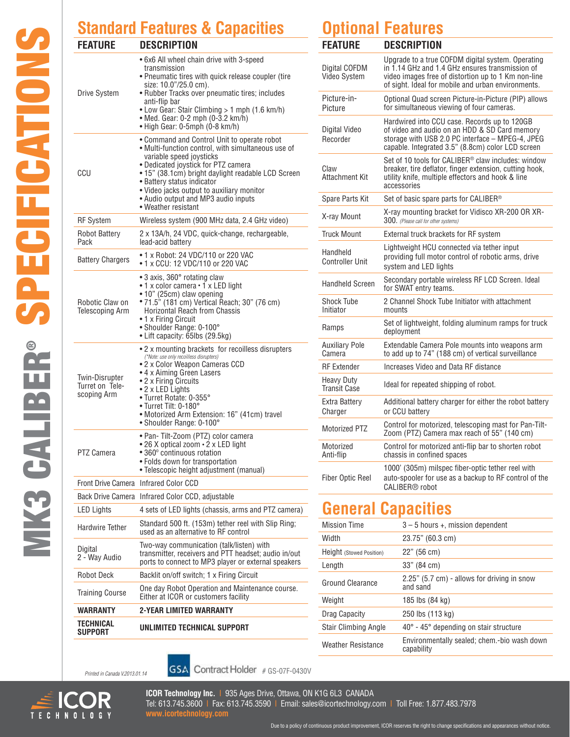# MK3 CALIBER® SPECIFICATIONS

## Standard Features & Capacities

| FEATURE | DESCRIPTION |
|---|---|
| Drive System | • 6x6 All wheel chain drive with 3-speed transmission<br>• Pneumatic tires with quick release coupler (tire size: 10.0"/25.0 cm).<br>• Rubber Tracks over pneumatic tires; includes anti-flip bar<br>• Low Gear: Stair Climbing > 1 mph (1.6 km/h)<br>• Med. Gear: 0-2 mph (0-3.2 km/h)<br>• High Gear: 0-5mph (0-8 km/h) |
| CCU | • Command and Control Unit to operate robot<br>• Multi-function control, with simultaneous use of variable speed joysticks<br>• Dedicated joystick for PTZ camera<br>• 15" (38.1cm) bright daylight readable LCD Screen<br>• Battery status indicator<br>• Video jacks output to auxiliary monitor<br>• Audio output and MP3 audio inputs<br>• Weather resistant |
| RF System | Wireless system (900 MHz data, 2.4 GHz video) |
| Robot Battery Pack | 2 x 13A/h, 24 VDC, quick-change, rechargeable, lead-acid battery |
| Battery Chargers | • 1 x Robot: 24 VDC/110 or 220 VAC<br>• 1 x CCU: 12 VDC/110 or 220 VAC |
| Robotic Claw on Telescoping Arm | • 3 axis, 360° rotating claw<br>• 1 x color camera • 1 x LED light<br>• 10" (25cm) claw opening<br>• 71.5" (181 cm) Vertical Reach; 30" (76 cm) Horizontal Reach from Chassis<br>• 1 x Firing Circuit<br>• Shoulder Range: 0-100°<br>• Lift capacity: 65lbs (29.5kg) |
| Twin-Disrupter Turret on Telescoping Arm | • 2 x mounting brackets for recoilless disrupters (*Note: use only recoilless disrupters)<br>• 2 x Color Weapon Cameras CCD<br>• 4 x Aiming Green Lasers<br>• 2 x Firing Circuits<br>• 2 x LED Lights<br>• Turret Rotate: 0-355°<br>• Turret Tilt: 0-180°<br>• Motorized Arm Extension: 16" (41cm) travel<br>• Shoulder Range: 0-100° |
| PTZ Camera | • Pan- Tilt-Zoom (PTZ) color camera<br>• 26 X optical zoom • 2 x LED light<br>• 360° continuous rotation<br>• Folds down for transportation<br>• Telescopic height adjustment (manual) |
| Front Drive Camera | Infrared Color CCD |
| Back Drive Camera | Infrared Color CCD, adjustable |
| LED Lights | 4 sets of LED lights (chassis, arms and PTZ camera) |
| Hardwire Tether | Standard 500 ft. (153m) tether reel with Slip Ring; used as an alternative to RF control |
| Digital 2 - Way Audio | Two-way communication (talk/listen) with transmitter, receivers and PTT headset; audio in/out ports to connect to MP3 player or external speakers |
| Robot Deck | Backlit on/off switch; 1 x Firing Circuit |
| Training Course | One day Robot Operation and Maintenance course. Either at ICOR or customers facility |
| **WARRANTY** | **2-YEAR LIMITED WARRANTY** |
| **TECHNICAL SUPPORT** | **UNLIMITED TECHNICAL SUPPORT** |

## Optional Features

| FEATURE | DESCRIPTION |
|---|---|
| Digital COFDM Video System | Upgrade to a true COFDM digital system. Operating in 1.14 GHz and 1.4 GHz ensures transmission of video images free of distortion up to 1 Km non-line of sight. Ideal for mobile and urban environments. |
| Picture-in-Picture | Optional Quad screen Picture-in-Picture (PIP) allows for simultaneous viewing of four cameras. |
| Digital Video Recorder | Hardwired into CCU case. Records up to 120GB of video and audio on an HDD & SD Card memory storage with USB 2.0 PC interface – MPEG-4, JPEG capable. Integrated 3.5" (8.8cm) color LCD screen |
| Claw Attachment Kit | Set of 10 tools for CALIBER® claw includes: window breaker, tire deflator, finger extension, cutting hook, utility knife, multiple effectors and hook & line accessories |
| Spare Parts Kit | Set of basic spare parts for CALIBER® |
| X-ray Mount | X-ray mounting bracket for Vidisco XR-200 OR XR-300. (Please call for other systems) |
| Truck Mount | External truck brackets for RF system |
| Handheld Controller Unit | Lightweight HCU connected via tether input providing full motor control of robotic arms, drive system and LED lights |
| Handheld Screen | Secondary portable wireless RF LCD Screen. Ideal for SWAT entry teams. |
| Shock Tube Initiator | 2 Channel Shock Tube Initiator with attachment mounts |
| Ramps | Set of lightweight, folding aluminum ramps for truck deployment |
| Auxiliary Pole Camera | Extendable Camera Pole mounts into weapons arm to add up to 74" (188 cm) of vertical surveillance |
| RF Extender | Increases Video and Data RF distance |
| Heavy Duty Transit Case | Ideal for repeated shipping of robot. |
| Extra Battery Charger | Additional battery charger for either the robot battery or CCU battery |
| Motorized PTZ | Control for motorized, telescoping mast for Pan-Tilt-Zoom (PTZ) Camera max reach of 55" (140 cm) |
| Motorized Anti-flip | Control for motorized anti-flip bar to shorten robot chassis in confined spaces |
| Fiber Optic Reel | 1000' (305m) milspec fiber-optic tether reel with auto-spooler for use as a backup to RF control of the CALIBER® robot |

## General Capacities

| | |
|---|---|
| Mission Time | 3 – 5 hours +, mission dependent |
| Width | 23.75" (60.3 cm) |
| Height (Stowed Position) | 22" (56 cm) |
| Length | 33" (84 cm) |
| Ground Clearance | 2.25" (5.7 cm) - allows for driving in snow and sand |
| Weight | 185 lbs (84 kg) |
| Drag Capacity | 250 lbs (113 kg) |
| Stair Climbing Angle | 40° - 45° depending on stair structure |
| Weather Resistance | Environmentally sealed; chem.-bio wash down capability |

*Printed in Canada V.2013.01.14*

GSA Contract Holder # GS-07F-0430V

ICOR TECHNOLOGY

**ICOR Technology Inc.** | 935 Ages Drive, Ottawa, ON K1G 6L3 CANADA
Tel: 613.745.3600 | Fax: 613.745.3590 | Email: sales@icortechnology.com | Toll Free: 1.877.483.7978
**www.icortechnology.com**

Due to a policy of continuous product improvement, ICOR reserves the right to change specifications and appearances without notice.